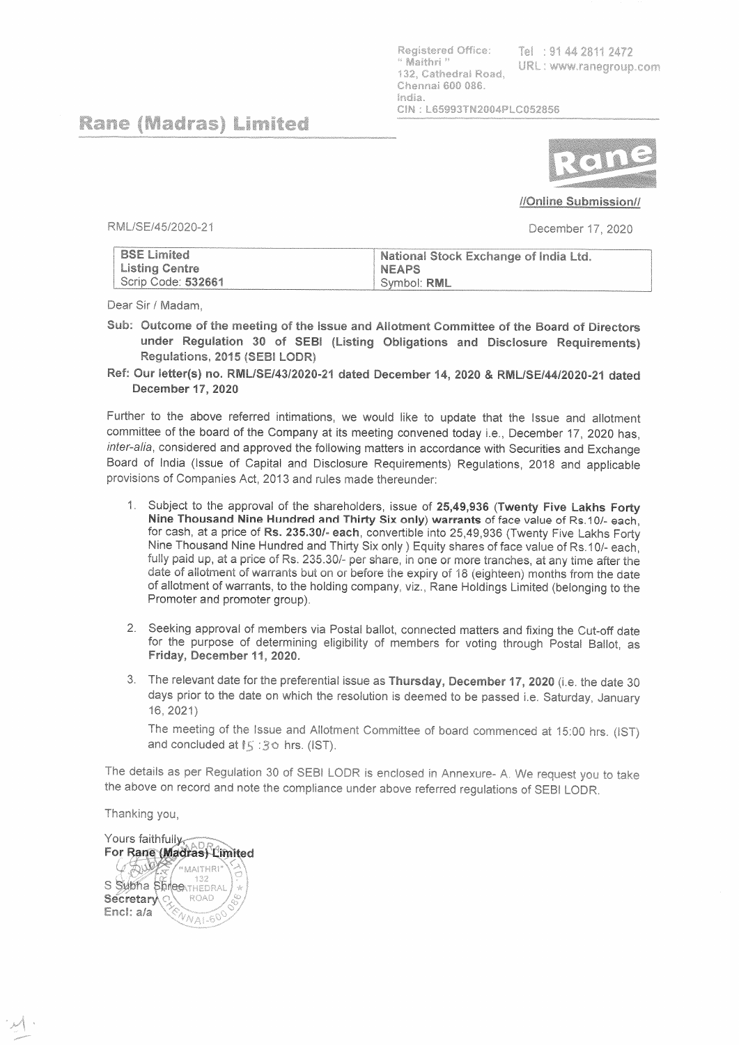Registered Office:
" Maithri "
132, Cathedral Road,
Chennai 600 086.
India.
CIN : L65993TN2004PLC052856

Tel : 91 44 2811 2472
URL : www.ranegroup.com

# Rane (Madras) Limited

//Online Submission//

RML/SE/45/2020-21

December 17, 2020

| BSE Limited<br>Listing Centre<br>Scrip Code: **532661** | National Stock Exchange of India Ltd.<br>NEAPS<br>Symbol: **RML** |
|---|---|

Dear Sir / Madam,

**Sub: Outcome of the meeting of the Issue and Allotment Committee of the Board of Directors under Regulation 30 of SEBI (Listing Obligations and Disclosure Requirements) Regulations, 2015 (SEBI LODR)**

**Ref: Our letter(s) no. RML/SE/43/2020-21 dated December 14, 2020 & RML/SE/44/2020-21 dated December 17, 2020**

Further to the above referred intimations, we would like to update that the Issue and allotment committee of the board of the Company at its meeting convened today i.e., December 17, 2020 has, *inter-alia*, considered and approved the following matters in accordance with Securities and Exchange Board of India (Issue of Capital and Disclosure Requirements) Regulations, 2018 and applicable provisions of Companies Act, 2013 and rules made thereunder:

1. Subject to the approval of the shareholders, issue of **25,49,936 (Twenty Five Lakhs Forty Nine Thousand Nine Hundred and Thirty Six only) warrants** of face value of Rs.10/- each, for cash, at a price of **Rs. 235.30/- each**, convertible into 25,49,936 (Twenty Five Lakhs Forty Nine Thousand Nine Hundred and Thirty Six only ) Equity shares of face value of Rs.10/- each, fully paid up, at a price of Rs. 235.30/- per share, in one or more tranches, at any time after the date of allotment of warrants but on or before the expiry of 18 (eighteen) months from the date of allotment of warrants, to the holding company, viz., Rane Holdings Limited (belonging to the Promoter and promoter group).

2. Seeking approval of members via Postal ballot, connected matters and fixing the Cut-off date for the purpose of determining eligibility of members for voting through Postal Ballot, as **Friday, December 11, 2020.**

3. The relevant date for the preferential issue as **Thursday, December 17, 2020** (i.e. the date 30 days prior to the date on which the resolution is deemed to be passed i.e. Saturday, January 16, 2021)

   The meeting of the Issue and Allotment Committee of board commenced at 15:00 hrs. (IST) and concluded at 15:30 hrs. (IST).

The details as per Regulation 30 of SEBI LODR is enclosed in Annexure- A. We request you to take the above on record and note the compliance under above referred regulations of SEBI LODR.

Thanking you,

Yours faithfully,
**For Rane (Madras) Limited**

S Subha Shree
**Secretary**
**Encl: a/a**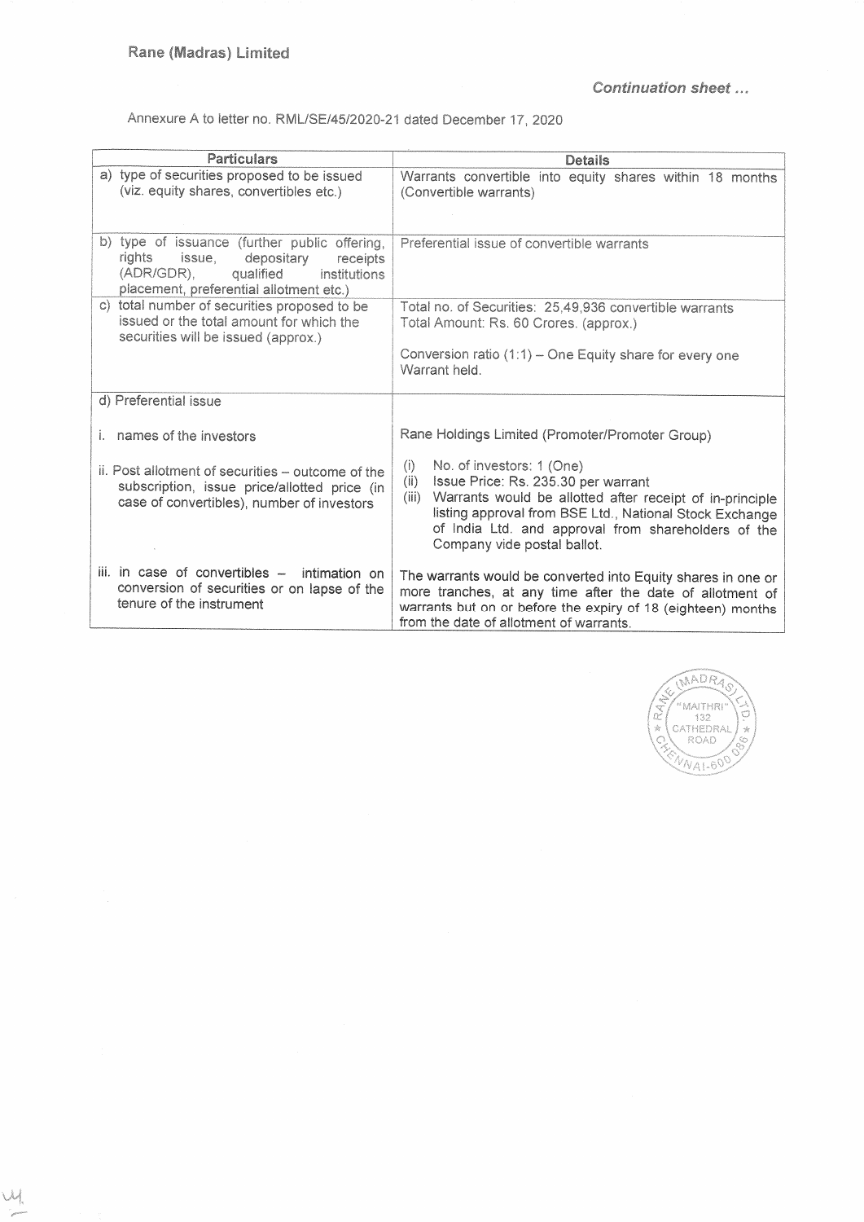Rane (Madras) Limited

*Continuation sheet ...*

Annexure A to letter no. RML/SE/45/2020-21 dated December 17, 2020

| Particulars | Details |
|---|---|
| a) type of securities proposed to be issued (viz. equity shares, convertibles etc.) | Warrants convertible into equity shares within 18 months (Convertible warrants) |
| b) type of issuance (further public offering, rights issue, depositary receipts (ADR/GDR), qualified institutions placement, preferential allotment etc.) | Preferential issue of convertible warrants |
| c) total number of securities proposed to be issued or the total amount for which the securities will be issued (approx.) | Total no. of Securities: 25,49,936 convertible warrants<br>Total Amount: Rs. 60 Crores. (approx.)<br><br>Conversion ratio (1:1) – One Equity share for every one Warrant held. |
| d) Preferential issue | |
| i. names of the investors | Rane Holdings Limited (Promoter/Promoter Group) |
| ii. Post allotment of securities – outcome of the subscription, issue price/allotted price (in case of convertibles), number of investors | (i) No. of investors: 1 (One)<br>(ii) Issue Price: Rs. 235.30 per warrant<br>(iii) Warrants would be allotted after receipt of in-principle listing approval from BSE Ltd., National Stock Exchange of India Ltd. and approval from shareholders of the Company vide postal ballot. |
| iii. in case of convertibles – intimation on conversion of securities or on lapse of the tenure of the instrument | The warrants would be converted into Equity shares in one or more tranches, at any time after the date of allotment of warrants but on or before the expiry of 18 (eighteen) months from the date of allotment of warrants. |